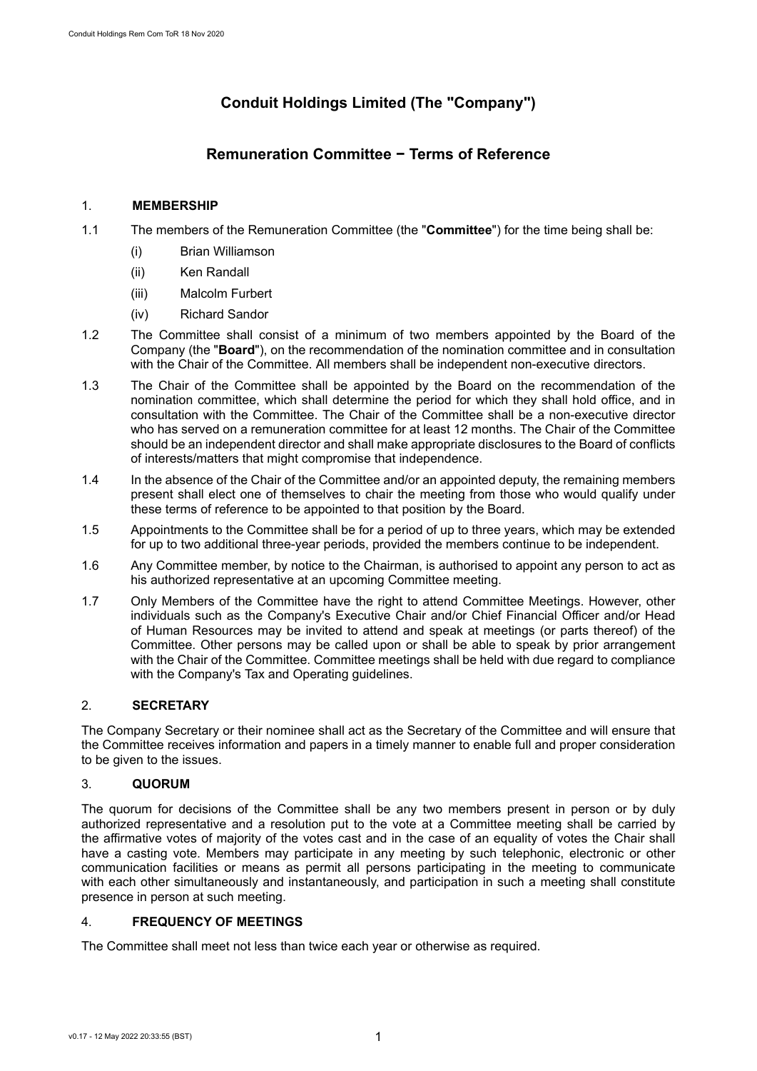# Conduit Holdings Limited (The "Company")

## Remuneration Committee − Terms of Reference

### 1. MEMBERSHIP

1.1 The members of the Remuneration Committee (the "**Committee**") for the time being shall be:

   (i) Brian Williamson

   (ii) Ken Randall

   (iii) Malcolm Furbert

   (iv) Richard Sandor

1.2 The Committee shall consist of a minimum of two members appointed by the Board of the Company (the "**Board**"), on the recommendation of the nomination committee and in consultation with the Chair of the Committee. All members shall be independent non-executive directors.

1.3 The Chair of the Committee shall be appointed by the Board on the recommendation of the nomination committee, which shall determine the period for which they shall hold office, and in consultation with the Committee. The Chair of the Committee shall be a non-executive director who has served on a remuneration committee for at least 12 months. The Chair of the Committee should be an independent director and shall make appropriate disclosures to the Board of conflicts of interests/matters that might compromise that independence.

1.4 In the absence of the Chair of the Committee and/or an appointed deputy, the remaining members present shall elect one of themselves to chair the meeting from those who would qualify under these terms of reference to be appointed to that position by the Board.

1.5 Appointments to the Committee shall be for a period of up to three years, which may be extended for up to two additional three-year periods, provided the members continue to be independent.

1.6 Any Committee member, by notice to the Chairman, is authorised to appoint any person to act as his authorized representative at an upcoming Committee meeting.

1.7 Only Members of the Committee have the right to attend Committee Meetings. However, other individuals such as the Company's Executive Chair and/or Chief Financial Officer and/or Head of Human Resources may be invited to attend and speak at meetings (or parts thereof) of the Committee. Other persons may be called upon or shall be able to speak by prior arrangement with the Chair of the Committee. Committee meetings shall be held with due regard to compliance with the Company's Tax and Operating guidelines.

### 2. SECRETARY

The Company Secretary or their nominee shall act as the Secretary of the Committee and will ensure that the Committee receives information and papers in a timely manner to enable full and proper consideration to be given to the issues.

### 3. QUORUM

The quorum for decisions of the Committee shall be any two members present in person or by duly authorized representative and a resolution put to the vote at a Committee meeting shall be carried by the affirmative votes of majority of the votes cast and in the case of an equality of votes the Chair shall have a casting vote. Members may participate in any meeting by such telephonic, electronic or other communication facilities or means as permit all persons participating in the meeting to communicate with each other simultaneously and instantaneously, and participation in such a meeting shall constitute presence in person at such meeting.

### 4. FREQUENCY OF MEETINGS

The Committee shall meet not less than twice each year or otherwise as required.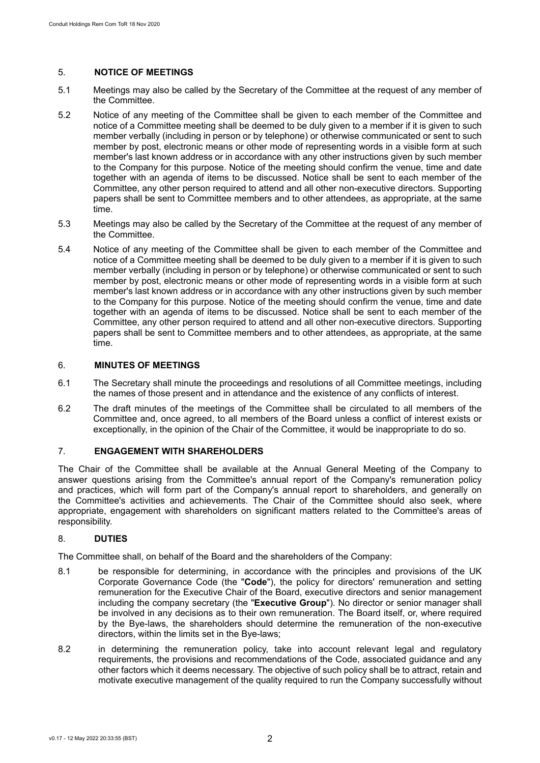## 5. NOTICE OF MEETINGS

5.1 Meetings may also be called by the Secretary of the Committee at the request of any member of the Committee.

5.2 Notice of any meeting of the Committee shall be given to each member of the Committee and notice of a Committee meeting shall be deemed to be duly given to a member if it is given to such member verbally (including in person or by telephone) or otherwise communicated or sent to such member by post, electronic means or other mode of representing words in a visible form at such member's last known address or in accordance with any other instructions given by such member to the Company for this purpose. Notice of the meeting should confirm the venue, time and date together with an agenda of items to be discussed. Notice shall be sent to each member of the Committee, any other person required to attend and all other non-executive directors. Supporting papers shall be sent to Committee members and to other attendees, as appropriate, at the same time.

5.3 Meetings may also be called by the Secretary of the Committee at the request of any member of the Committee.

5.4 Notice of any meeting of the Committee shall be given to each member of the Committee and notice of a Committee meeting shall be deemed to be duly given to a member if it is given to such member verbally (including in person or by telephone) or otherwise communicated or sent to such member by post, electronic means or other mode of representing words in a visible form at such member's last known address or in accordance with any other instructions given by such member to the Company for this purpose. Notice of the meeting should confirm the venue, time and date together with an agenda of items to be discussed. Notice shall be sent to each member of the Committee, any other person required to attend and all other non-executive directors. Supporting papers shall be sent to Committee members and to other attendees, as appropriate, at the same time.

## 6. MINUTES OF MEETINGS

6.1 The Secretary shall minute the proceedings and resolutions of all Committee meetings, including the names of those present and in attendance and the existence of any conflicts of interest.

6.2 The draft minutes of the meetings of the Committee shall be circulated to all members of the Committee and, once agreed, to all members of the Board unless a conflict of interest exists or exceptionally, in the opinion of the Chair of the Committee, it would be inappropriate to do so.

## 7. ENGAGEMENT WITH SHAREHOLDERS

The Chair of the Committee shall be available at the Annual General Meeting of the Company to answer questions arising from the Committee's annual report of the Company's remuneration policy and practices, which will form part of the Company's annual report to shareholders, and generally on the Committee's activities and achievements. The Chair of the Committee should also seek, where appropriate, engagement with shareholders on significant matters related to the Committee's areas of responsibility.

## 8. DUTIES

The Committee shall, on behalf of the Board and the shareholders of the Company:

8.1 be responsible for determining, in accordance with the principles and provisions of the UK Corporate Governance Code (the "**Code**"), the policy for directors' remuneration and setting remuneration for the Executive Chair of the Board, executive directors and senior management including the company secretary (the "**Executive Group**"). No director or senior manager shall be involved in any decisions as to their own remuneration. The Board itself, or, where required by the Bye-laws, the shareholders should determine the remuneration of the non-executive directors, within the limits set in the Bye-laws;

8.2 in determining the remuneration policy, take into account relevant legal and regulatory requirements, the provisions and recommendations of the Code, associated guidance and any other factors which it deems necessary. The objective of such policy shall be to attract, retain and motivate executive management of the quality required to run the Company successfully without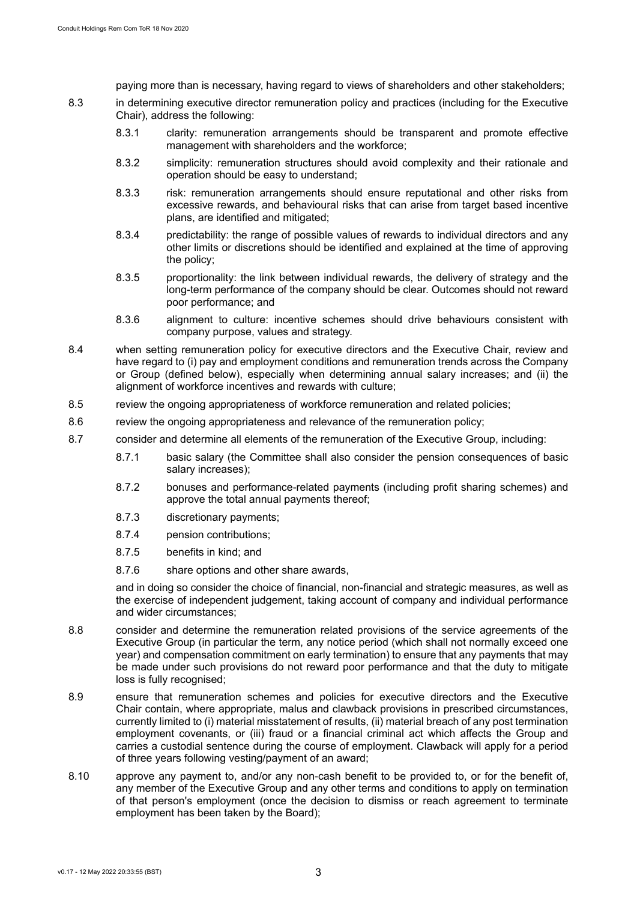paying more than is necessary, having regard to views of shareholders and other stakeholders;

8.3 in determining executive director remuneration policy and practices (including for the Executive Chair), address the following:

8.3.1 clarity: remuneration arrangements should be transparent and promote effective management with shareholders and the workforce;

8.3.2 simplicity: remuneration structures should avoid complexity and their rationale and operation should be easy to understand;

8.3.3 risk: remuneration arrangements should ensure reputational and other risks from excessive rewards, and behavioural risks that can arise from target based incentive plans, are identified and mitigated;

8.3.4 predictability: the range of possible values of rewards to individual directors and any other limits or discretions should be identified and explained at the time of approving the policy;

8.3.5 proportionality: the link between individual rewards, the delivery of strategy and the long-term performance of the company should be clear. Outcomes should not reward poor performance; and

8.3.6 alignment to culture: incentive schemes should drive behaviours consistent with company purpose, values and strategy.

8.4 when setting remuneration policy for executive directors and the Executive Chair, review and have regard to (i) pay and employment conditions and remuneration trends across the Company or Group (defined below), especially when determining annual salary increases; and (ii) the alignment of workforce incentives and rewards with culture;

8.5 review the ongoing appropriateness of workforce remuneration and related policies;

8.6 review the ongoing appropriateness and relevance of the remuneration policy;

8.7 consider and determine all elements of the remuneration of the Executive Group, including:

8.7.1 basic salary (the Committee shall also consider the pension consequences of basic salary increases);

8.7.2 bonuses and performance-related payments (including profit sharing schemes) and approve the total annual payments thereof;

8.7.3 discretionary payments;

8.7.4 pension contributions;

8.7.5 benefits in kind; and

8.7.6 share options and other share awards,

and in doing so consider the choice of financial, non-financial and strategic measures, as well as the exercise of independent judgement, taking account of company and individual performance and wider circumstances;

8.8 consider and determine the remuneration related provisions of the service agreements of the Executive Group (in particular the term, any notice period (which shall not normally exceed one year) and compensation commitment on early termination) to ensure that any payments that may be made under such provisions do not reward poor performance and that the duty to mitigate loss is fully recognised;

8.9 ensure that remuneration schemes and policies for executive directors and the Executive Chair contain, where appropriate, malus and clawback provisions in prescribed circumstances, currently limited to (i) material misstatement of results, (ii) material breach of any post termination employment covenants, or (iii) fraud or a financial criminal act which affects the Group and carries a custodial sentence during the course of employment. Clawback will apply for a period of three years following vesting/payment of an award;

8.10 approve any payment to, and/or any non-cash benefit to be provided to, or for the benefit of, any member of the Executive Group and any other terms and conditions to apply on termination of that person's employment (once the decision to dismiss or reach agreement to terminate employment has been taken by the Board);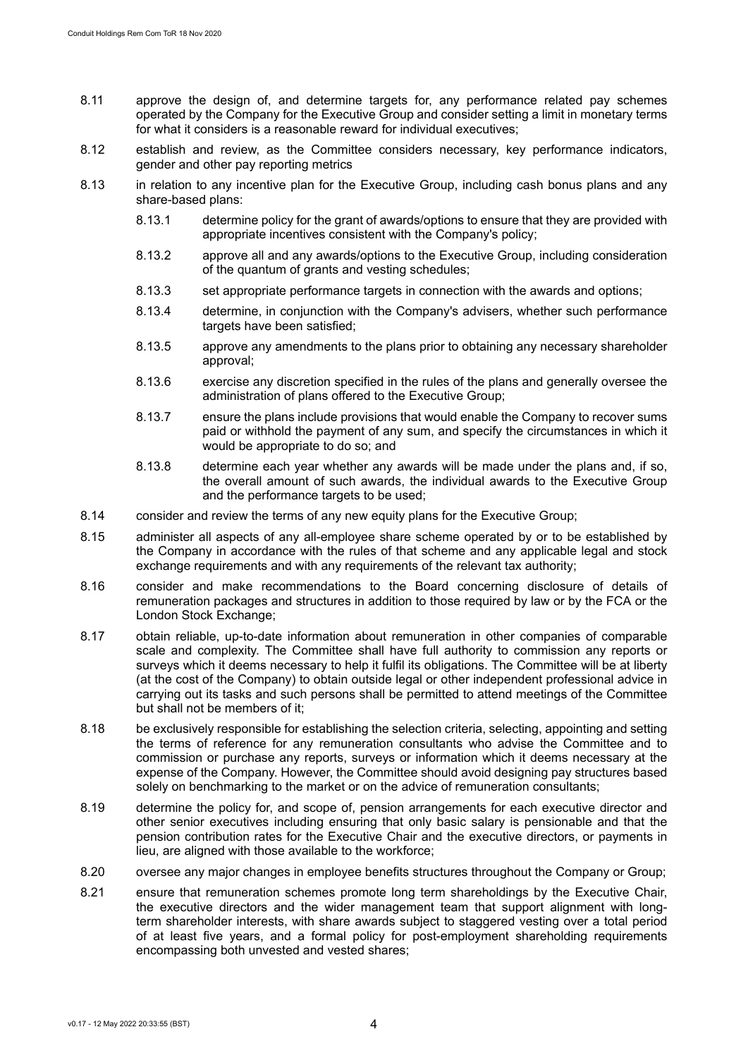8.11 approve the design of, and determine targets for, any performance related pay schemes operated by the Company for the Executive Group and consider setting a limit in monetary terms for what it considers is a reasonable reward for individual executives;

8.12 establish and review, as the Committee considers necessary, key performance indicators, gender and other pay reporting metrics

8.13 in relation to any incentive plan for the Executive Group, including cash bonus plans and any share-based plans:

- 8.13.1 determine policy for the grant of awards/options to ensure that they are provided with appropriate incentives consistent with the Company's policy;
- 8.13.2 approve all and any awards/options to the Executive Group, including consideration of the quantum of grants and vesting schedules;
- 8.13.3 set appropriate performance targets in connection with the awards and options;
- 8.13.4 determine, in conjunction with the Company's advisers, whether such performance targets have been satisfied;
- 8.13.5 approve any amendments to the plans prior to obtaining any necessary shareholder approval;
- 8.13.6 exercise any discretion specified in the rules of the plans and generally oversee the administration of plans offered to the Executive Group;
- 8.13.7 ensure the plans include provisions that would enable the Company to recover sums paid or withhold the payment of any sum, and specify the circumstances in which it would be appropriate to do so; and
- 8.13.8 determine each year whether any awards will be made under the plans and, if so, the overall amount of such awards, the individual awards to the Executive Group and the performance targets to be used;

8.14 consider and review the terms of any new equity plans for the Executive Group;

8.15 administer all aspects of any all-employee share scheme operated by or to be established by the Company in accordance with the rules of that scheme and any applicable legal and stock exchange requirements and with any requirements of the relevant tax authority;

8.16 consider and make recommendations to the Board concerning disclosure of details of remuneration packages and structures in addition to those required by law or by the FCA or the London Stock Exchange;

8.17 obtain reliable, up-to-date information about remuneration in other companies of comparable scale and complexity. The Committee shall have full authority to commission any reports or surveys which it deems necessary to help it fulfil its obligations. The Committee will be at liberty (at the cost of the Company) to obtain outside legal or other independent professional advice in carrying out its tasks and such persons shall be permitted to attend meetings of the Committee but shall not be members of it;

8.18 be exclusively responsible for establishing the selection criteria, selecting, appointing and setting the terms of reference for any remuneration consultants who advise the Committee and to commission or purchase any reports, surveys or information which it deems necessary at the expense of the Company. However, the Committee should avoid designing pay structures based solely on benchmarking to the market or on the advice of remuneration consultants;

8.19 determine the policy for, and scope of, pension arrangements for each executive director and other senior executives including ensuring that only basic salary is pensionable and that the pension contribution rates for the Executive Chair and the executive directors, or payments in lieu, are aligned with those available to the workforce;

8.20 oversee any major changes in employee benefits structures throughout the Company or Group;

8.21 ensure that remuneration schemes promote long term shareholdings by the Executive Chair, the executive directors and the wider management team that support alignment with long-term shareholder interests, with share awards subject to staggered vesting over a total period of at least five years, and a formal policy for post-employment shareholding requirements encompassing both unvested and vested shares;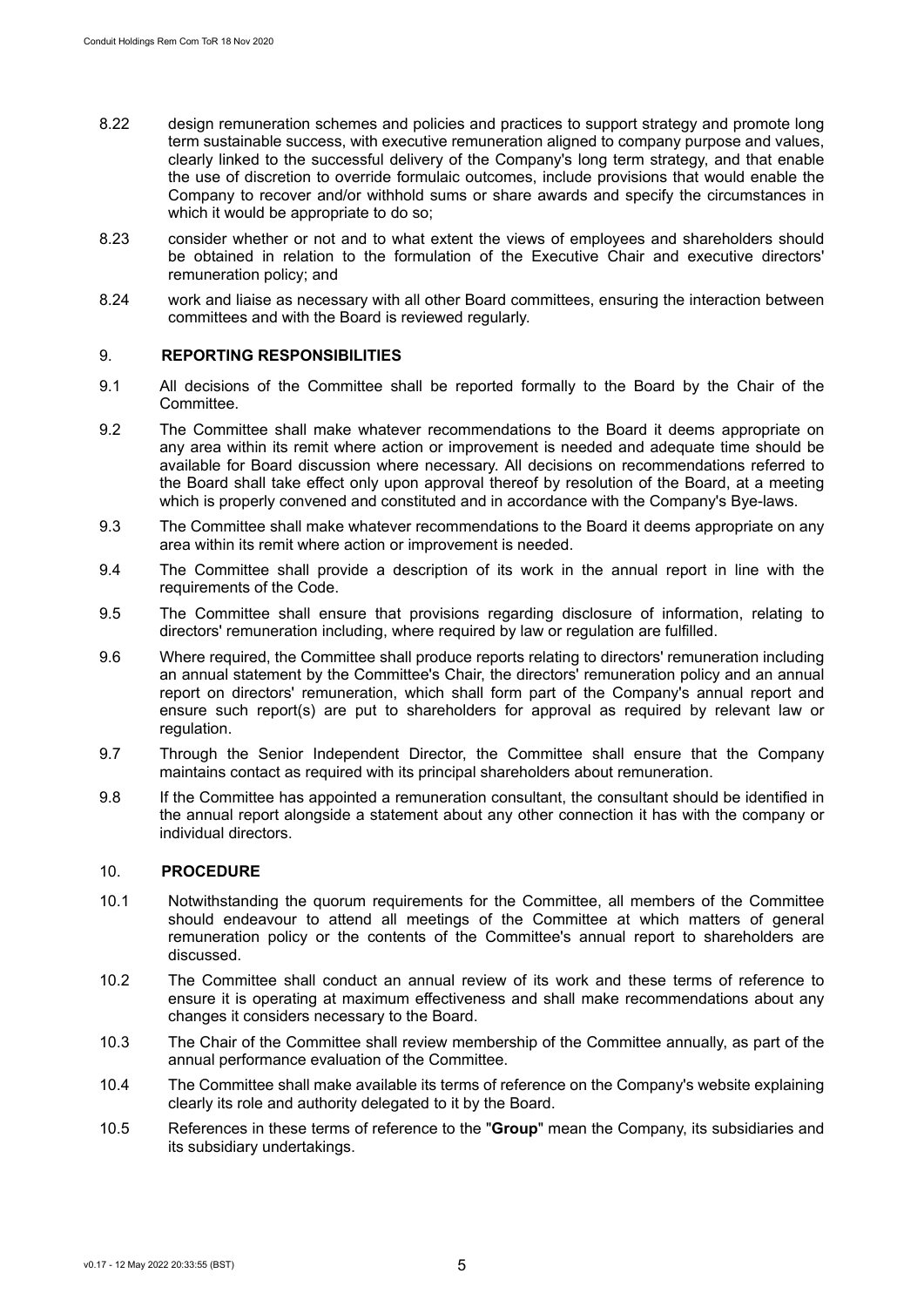8.22 design remuneration schemes and policies and practices to support strategy and promote long term sustainable success, with executive remuneration aligned to company purpose and values, clearly linked to the successful delivery of the Company's long term strategy, and that enable the use of discretion to override formulaic outcomes, include provisions that would enable the Company to recover and/or withhold sums or share awards and specify the circumstances in which it would be appropriate to do so;

8.23 consider whether or not and to what extent the views of employees and shareholders should be obtained in relation to the formulation of the Executive Chair and executive directors' remuneration policy; and

8.24 work and liaise as necessary with all other Board committees, ensuring the interaction between committees and with the Board is reviewed regularly.

## 9. REPORTING RESPONSIBILITIES

9.1 All decisions of the Committee shall be reported formally to the Board by the Chair of the Committee.

9.2 The Committee shall make whatever recommendations to the Board it deems appropriate on any area within its remit where action or improvement is needed and adequate time should be available for Board discussion where necessary. All decisions on recommendations referred to the Board shall take effect only upon approval thereof by resolution of the Board, at a meeting which is properly convened and constituted and in accordance with the Company's Bye-laws.

9.3 The Committee shall make whatever recommendations to the Board it deems appropriate on any area within its remit where action or improvement is needed.

9.4 The Committee shall provide a description of its work in the annual report in line with the requirements of the Code.

9.5 The Committee shall ensure that provisions regarding disclosure of information, relating to directors' remuneration including, where required by law or regulation are fulfilled.

9.6 Where required, the Committee shall produce reports relating to directors' remuneration including an annual statement by the Committee's Chair, the directors' remuneration policy and an annual report on directors' remuneration, which shall form part of the Company's annual report and ensure such report(s) are put to shareholders for approval as required by relevant law or regulation.

9.7 Through the Senior Independent Director, the Committee shall ensure that the Company maintains contact as required with its principal shareholders about remuneration.

9.8 If the Committee has appointed a remuneration consultant, the consultant should be identified in the annual report alongside a statement about any other connection it has with the company or individual directors.

## 10. PROCEDURE

10.1 Notwithstanding the quorum requirements for the Committee, all members of the Committee should endeavour to attend all meetings of the Committee at which matters of general remuneration policy or the contents of the Committee's annual report to shareholders are discussed.

10.2 The Committee shall conduct an annual review of its work and these terms of reference to ensure it is operating at maximum effectiveness and shall make recommendations about any changes it considers necessary to the Board.

10.3 The Chair of the Committee shall review membership of the Committee annually, as part of the annual performance evaluation of the Committee.

10.4 The Committee shall make available its terms of reference on the Company's website explaining clearly its role and authority delegated to it by the Board.

10.5 References in these terms of reference to the "**Group**" mean the Company, its subsidiaries and its subsidiary undertakings.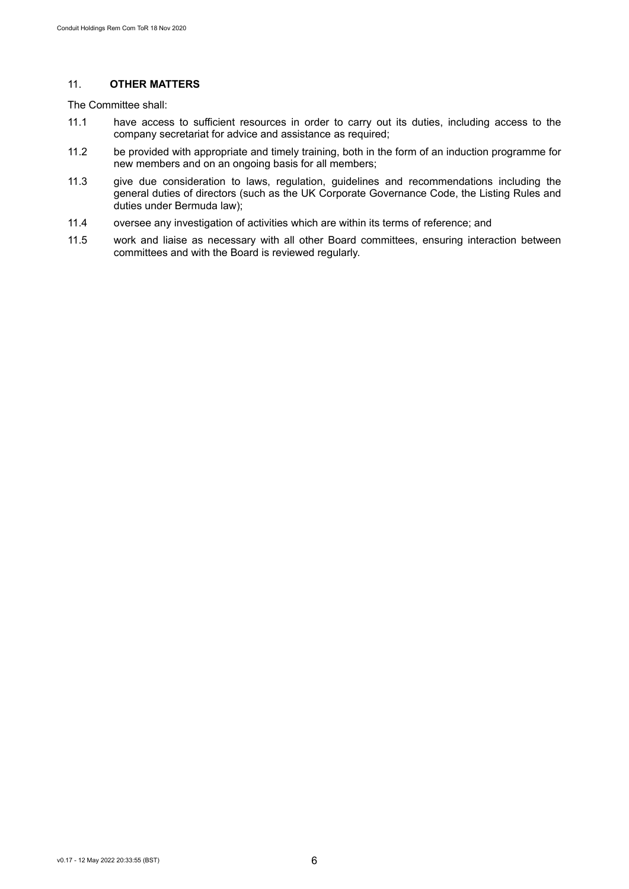## 11. OTHER MATTERS

The Committee shall:

11.1 have access to sufficient resources in order to carry out its duties, including access to the company secretariat for advice and assistance as required;

11.2 be provided with appropriate and timely training, both in the form of an induction programme for new members and on an ongoing basis for all members;

11.3 give due consideration to laws, regulation, guidelines and recommendations including the general duties of directors (such as the UK Corporate Governance Code, the Listing Rules and duties under Bermuda law);

11.4 oversee any investigation of activities which are within its terms of reference; and

11.5 work and liaise as necessary with all other Board committees, ensuring interaction between committees and with the Board is reviewed regularly.